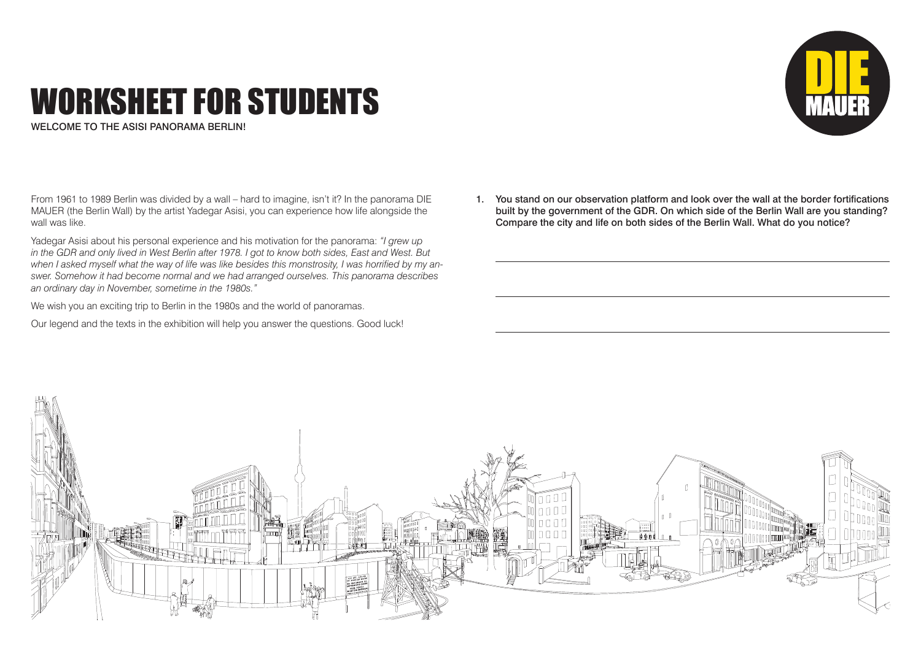# WORKSHEET FOR STUDENTS

WELCOME TO THE ASISI PANORAMA BERLIN!

DIE MAUER

From 1961 to 1989 Berlin was divided by a wall – hard to imagine, isn't it? In the panorama DIE MAUER (the Berlin Wall) by the artist Yadegar Asisi, you can experience how life alongside the wall was like.

Yadegar Asisi about his personal experience and his motivation for the panorama: *"I grew up in the GDR and only lived in West Berlin after 1978. I got to know both sides, East and West. But when I asked myself what the way of life was like besides this monstrosity, I was horrified by my answer. Somehow it had become normal and we had arranged ourselves. This panorama describes an ordinary day in November, sometime in the 1980s."*

We wish you an exciting trip to Berlin in the 1980s and the world of panoramas.

Our legend and the texts in the exhibition will help you answer the questions. Good luck!

1. **You stand on our observation platform and look over the wall at the border fortifications built by the government of the GDR. On which side of the Berlin Wall are you standing? Compare the city and life on both sides of the Berlin Wall. What do you notice?**

_______________________________________________

_______________________________________________

_______________________________________________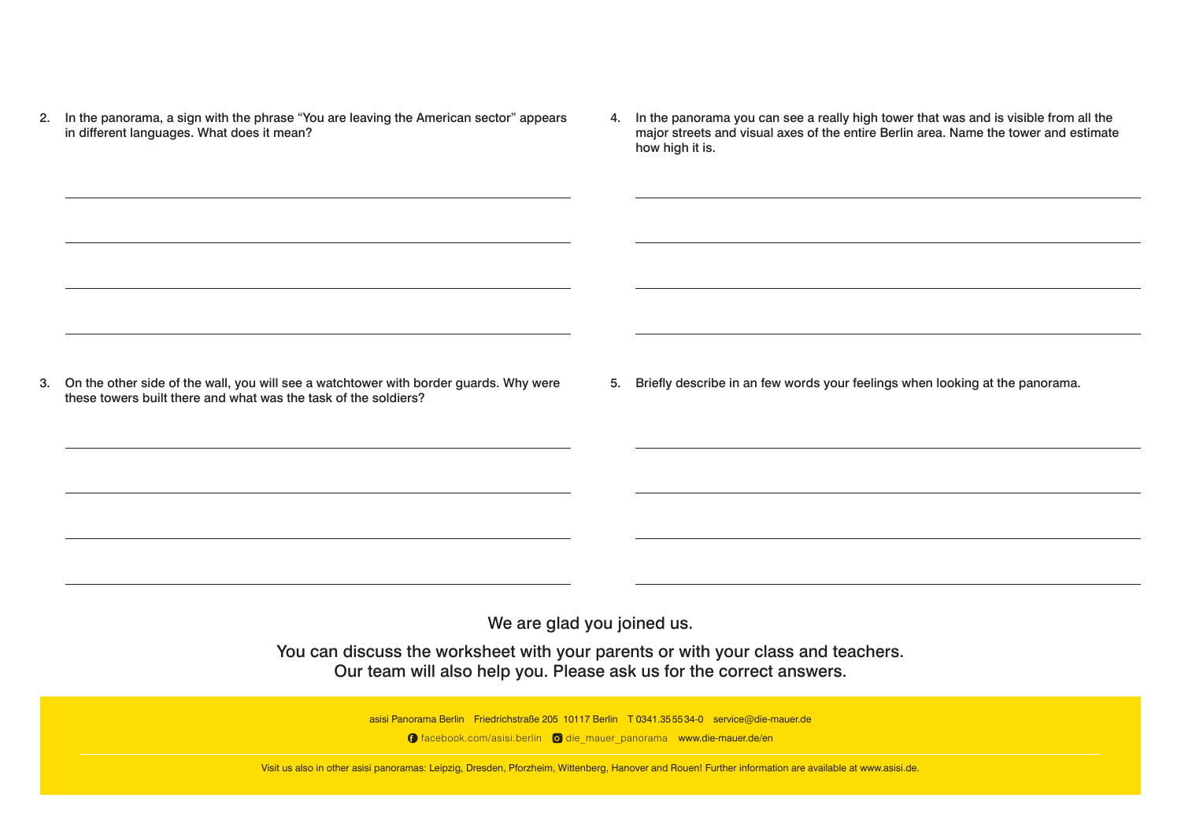2. In the panorama, a sign with the phrase “You are leaving the American sector” appears in different languages. What does it mean?

3. On the other side of the wall, you will see a watchtower with border guards. Why were these towers built there and what was the task of the soldiers?

4. In the panorama you can see a really high tower that was and is visible from all the major streets and visual axes of the entire Berlin area. Name the tower and estimate how high it is.

5. Briefly describe in an few words your feelings when looking at the panorama.

We are glad you joined us.

You can discuss the worksheet with your parents or with your class and teachers.
Our team will also help you. Please ask us for the correct answers.

asisi Panorama Berlin Friedrichstraße 205 10117 Berlin T 0341.35 55 34-0 service@die-mauer.de

facebook.com/asisi.berlin die_mauer_panorama www.die-mauer.de/en

Visit us also in other asisi panoramas: Leipzig, Dresden, Pforzheim, Wittenberg, Hanover and Rouen! Further information are available at www.asisi.de.